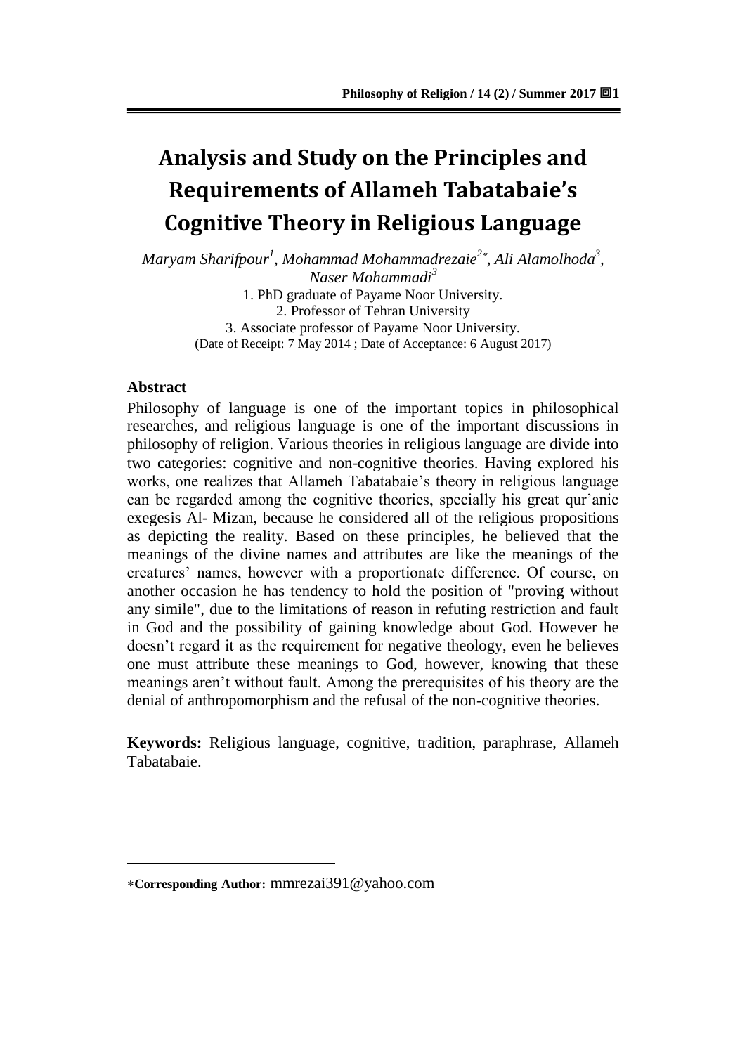# Analysis and Study on the Principles and Requirements of Allameh Tabatabaie's Cognitive Theory in Religious Language

*Maryam Sharifpour[1], Mohammad Mohammadrezaie[2*], Ali Alamolhoda[3], Naser Mohammadi[3]*

1. PhD graduate of Payame Noor University.
2. Professor of Tehran University
3. Associate professor of Payame Noor University.

(Date of Receipt: 7 May 2014 ; Date of Acceptance: 6 August 2017)

## Abstract

Philosophy of language is one of the important topics in philosophical researches, and religious language is one of the important discussions in philosophy of religion. Various theories in religious language are divide into two categories: cognitive and non-cognitive theories. Having explored his works, one realizes that Allameh Tabatabaie's theory in religious language can be regarded among the cognitive theories, specially his great qur'anic exegesis Al- Mizan, because he considered all of the religious propositions as depicting the reality. Based on these principles, he believed that the meanings of the divine names and attributes are like the meanings of the creatures' names, however with a proportionate difference. Of course, on another occasion he has tendency to hold the position of "proving without any simile", due to the limitations of reason in refuting restriction and fault in God and the possibility of gaining knowledge about God. However he doesn't regard it as the requirement for negative theology, even he believes one must attribute these meanings to God, however, knowing that these meanings aren't without fault. Among the prerequisites of his theory are the denial of anthropomorphism and the refusal of the non-cognitive theories.

**Keywords:** Religious language, cognitive, tradition, paraphrase, Allameh Tabatabaie.

---

***Corresponding Author:** mmrezai391@yahoo.com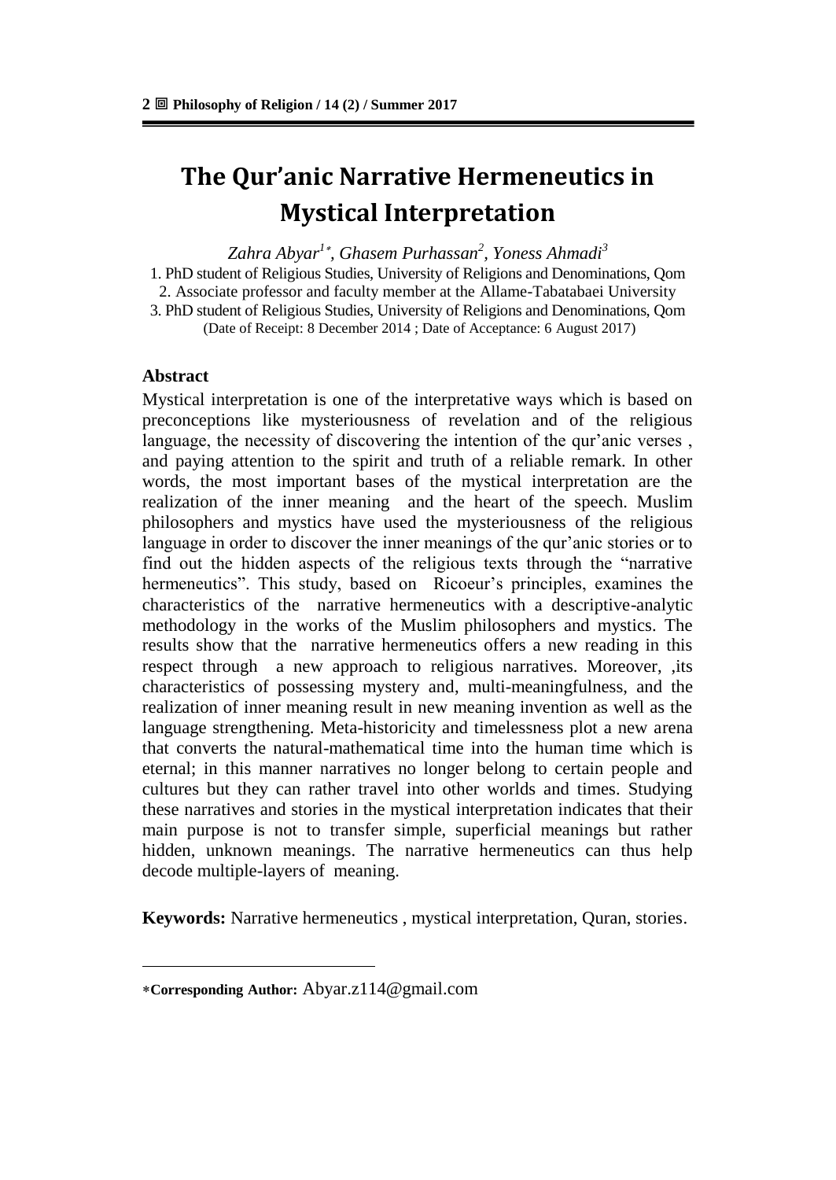# The Qur'anic Narrative Hermeneutics in Mystical Interpretation

*Zahra Abyar*[1*], *Ghasem Purhassan*[2], *Yoness Ahmadi*[3]

1. PhD student of Religious Studies, University of Religions and Denominations, Qom
2. Associate professor and faculty member at the Allame-Tabatabaei University
3. PhD student of Religious Studies, University of Religions and Denominations, Qom

(Date of Receipt: 8 December 2014 ; Date of Acceptance: 6 August 2017)

### Abstract

Mystical interpretation is one of the interpretative ways which is based on preconceptions like mysteriousness of revelation and of the religious language, the necessity of discovering the intention of the qur'anic verses , and paying attention to the spirit and truth of a reliable remark. In other words, the most important bases of the mystical interpretation are the realization of the inner meaning and the heart of the speech. Muslim philosophers and mystics have used the mysteriousness of the religious language in order to discover the inner meanings of the qur'anic stories or to find out the hidden aspects of the religious texts through the "narrative hermeneutics". This study, based on Ricoeur's principles, examines the characteristics of the narrative hermeneutics with a descriptive-analytic methodology in the works of the Muslim philosophers and mystics. The results show that the narrative hermeneutics offers a new reading in this respect through a new approach to religious narratives. Moreover, ,its characteristics of possessing mystery and, multi-meaningfulness, and the realization of inner meaning result in new meaning invention as well as the language strengthening. Meta-historicity and timelessness plot a new arena that converts the natural-mathematical time into the human time which is eternal; in this manner narratives no longer belong to certain people and cultures but they can rather travel into other worlds and times. Studying these narratives and stories in the mystical interpretation indicates that their main purpose is not to transfer simple, superficial meanings but rather hidden, unknown meanings. The narrative hermeneutics can thus help decode multiple-layers of meaning.

**Keywords:** Narrative hermeneutics , mystical interpretation, Quran, stories.

---

*Corresponding Author: Abyar.z114@gmail.com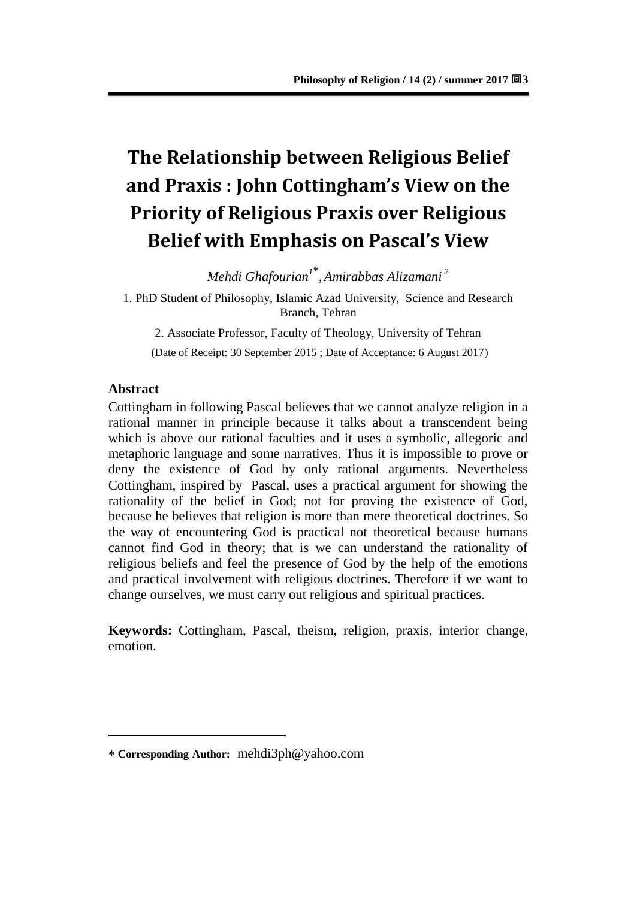# The Relationship between Religious Belief and Praxis : John Cottingham's View on the Priority of Religious Praxis over Religious Belief with Emphasis on Pascal's View

*Mehdi Ghafourian*[1*] , *Amirabbas Alizamani*[2]

1. PhD Student of Philosophy, Islamic Azad University, Science and Research Branch, Tehran

2. Associate Professor, Faculty of Theology, University of Tehran

(Date of Receipt: 30 September 2015 ; Date of Acceptance: 6 August 2017)

## Abstract

Cottingham in following Pascal believes that we cannot analyze religion in a rational manner in principle because it talks about a transcendent being which is above our rational faculties and it uses a symbolic, allegoric and metaphoric language and some narratives. Thus it is impossible to prove or deny the existence of God by only rational arguments. Nevertheless Cottingham, inspired by Pascal, uses a practical argument for showing the rationality of the belief in God; not for proving the existence of God, because he believes that religion is more than mere theoretical doctrines. So the way of encountering God is practical not theoretical because humans cannot find God in theory; that is we can understand the rationality of religious beliefs and feel the presence of God by the help of the emotions and practical involvement with religious doctrines. Therefore if we want to change ourselves, we must carry out religious and spiritual practices.

**Keywords:** Cottingham, Pascal, theism, religion, praxis, interior change, emotion.

---

* **Corresponding Author:** mehdi3ph@yahoo.com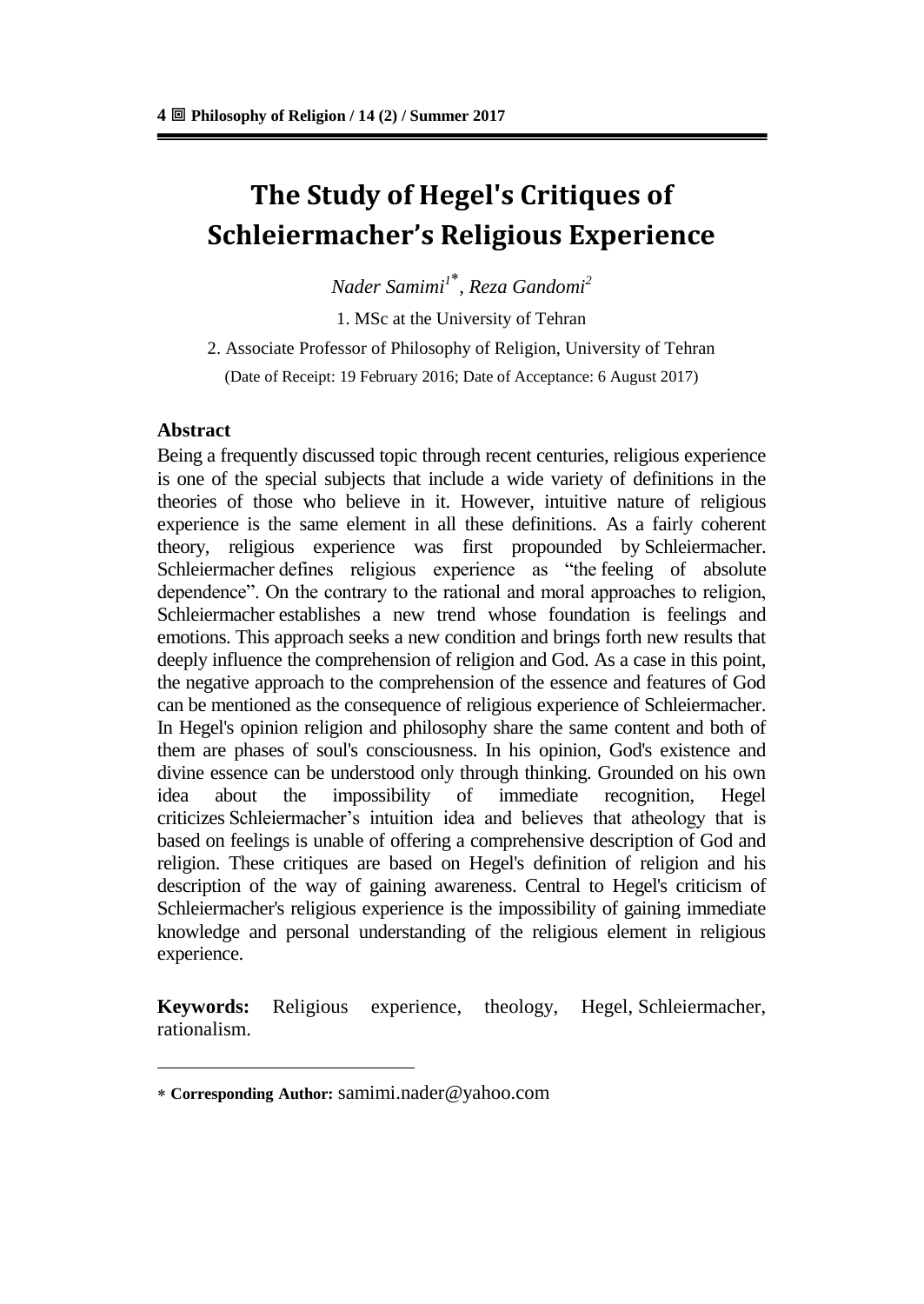# The Study of Hegel's Critiques of Schleiermacher's Religious Experience

*Nader Samimi*[1*], *Reza Gandomi*[2]

1. MSc at the University of Tehran

2. Associate Professor of Philosophy of Religion, University of Tehran

(Date of Receipt: 19 February 2016; Date of Acceptance: 6 August 2017)

## Abstract

Being a frequently discussed topic through recent centuries, religious experience is one of the special subjects that include a wide variety of definitions in the theories of those who believe in it. However, intuitive nature of religious experience is the same element in all these definitions. As a fairly coherent theory, religious experience was first propounded by Schleiermacher. Schleiermacher defines religious experience as "the feeling of absolute dependence". On the contrary to the rational and moral approaches to religion, Schleiermacher establishes a new trend whose foundation is feelings and emotions. This approach seeks a new condition and brings forth new results that deeply influence the comprehension of religion and God. As a case in this point, the negative approach to the comprehension of the essence and features of God can be mentioned as the consequence of religious experience of Schleiermacher. In Hegel's opinion religion and philosophy share the same content and both of them are phases of soul's consciousness. In his opinion, God's existence and divine essence can be understood only through thinking. Grounded on his own idea about the impossibility of immediate recognition, Hegel criticizes Schleiermacher's intuition idea and believes that atheology that is based on feelings is unable of offering a comprehensive description of God and religion. These critiques are based on Hegel's definition of religion and his description of the way of gaining awareness. Central to Hegel's criticism of Schleiermacher's religious experience is the impossibility of gaining immediate knowledge and personal understanding of the religious element in religious experience.

**Keywords:** Religious experience, theology, Hegel, Schleiermacher, rationalism.

---

* **Corresponding Author:** samimi.nader@yahoo.com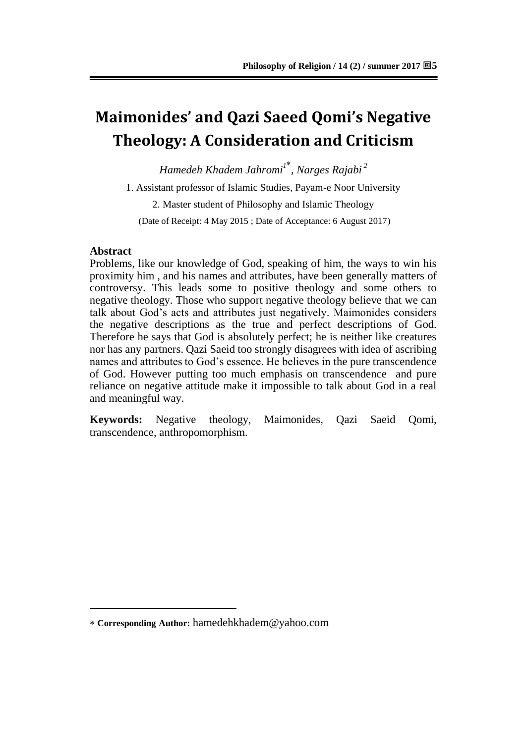# Maimonides' and Qazi Saeed Qomi's Negative Theology: A Consideration and Criticism

*Hamedeh Khadem Jahromi*[1*], *Narges Rajabi*[2]

1. Assistant professor of Islamic Studies, Payam-e Noor University

2. Master student of Philosophy and Islamic Theology

(Date of Receipt: 4 May 2015 ; Date of Acceptance: 6 August 2017)

## Abstract

Problems, like our knowledge of God, speaking of him, the ways to win his proximity him , and his names and attributes, have been generally matters of controversy. This leads some to positive theology and some others to negative theology. Those who support negative theology believe that we can talk about God's acts and attributes just negatively. Maimonides considers the negative descriptions as the true and perfect descriptions of God. Therefore he says that God is absolutely perfect; he is neither like creatures nor has any partners. Qazi Saeid too strongly disagrees with idea of ascribing names and attributes to God's essence. He believes in the pure transcendence of God. However putting too much emphasis on transcendence and pure reliance on negative attitude make it impossible to talk about God in a real and meaningful way.

**Keywords:** Negative theology, Maimonides, Qazi Saeid Qomi, transcendence, anthropomorphism.

---

* **Corresponding Author:** hamedehkhadem@yahoo.com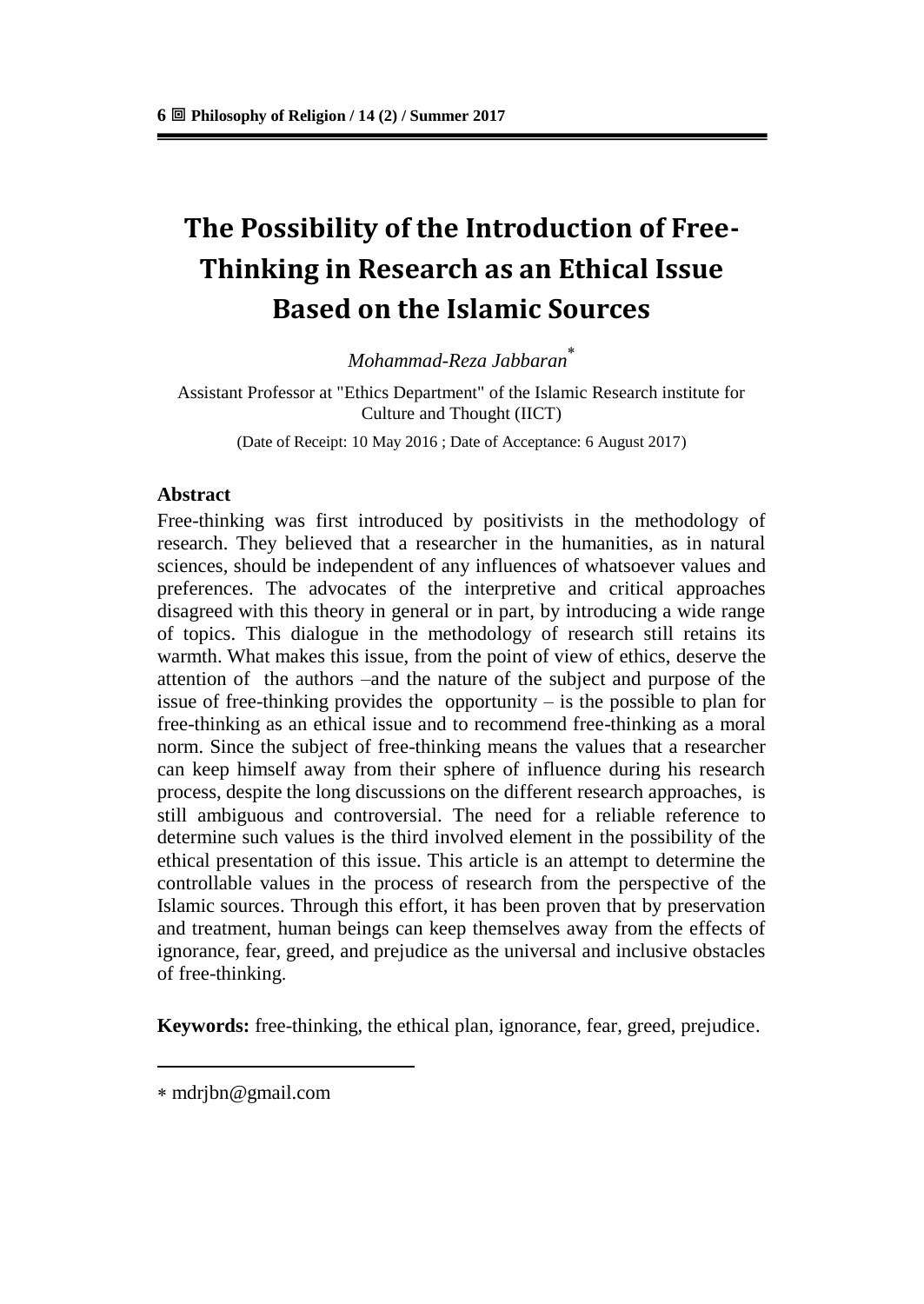# The Possibility of the Introduction of Free-Thinking in Research as an Ethical Issue Based on the Islamic Sources

*Mohammad-Reza Jabbaran*[*]

Assistant Professor at "Ethics Department" of the Islamic Research institute for Culture and Thought (IICT)

(Date of Receipt: 10 May 2016 ; Date of Acceptance: 6 August 2017)

### Abstract

Free-thinking was first introduced by positivists in the methodology of research. They believed that a researcher in the humanities, as in natural sciences, should be independent of any influences of whatsoever values and preferences. The advocates of the interpretive and critical approaches disagreed with this theory in general or in part, by introducing a wide range of topics. This dialogue in the methodology of research still retains its warmth. What makes this issue, from the point of view of ethics, deserve the attention of the authors –and the nature of the subject and purpose of the issue of free-thinking provides the opportunity – is the possible to plan for free-thinking as an ethical issue and to recommend free-thinking as a moral norm. Since the subject of free-thinking means the values that a researcher can keep himself away from their sphere of influence during his research process, despite the long discussions on the different research approaches, is still ambiguous and controversial. The need for a reliable reference to determine such values is the third involved element in the possibility of the ethical presentation of this issue. This article is an attempt to determine the controllable values in the process of research from the perspective of the Islamic sources. Through this effort, it has been proven that by preservation and treatment, human beings can keep themselves away from the effects of ignorance, fear, greed, and prejudice as the universal and inclusive obstacles of free-thinking.

**Keywords:** free-thinking, the ethical plan, ignorance, fear, greed, prejudice.

---

[*] mdrjbn@gmail.com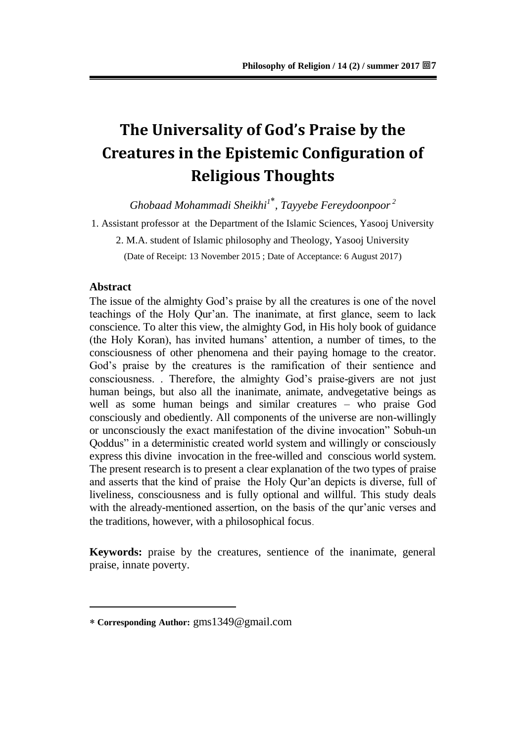# The Universality of God's Praise by the Creatures in the Epistemic Configuration of Religious Thoughts

*Ghobaad Mohammadi Sheikhi[1*], Tayyebe Fereydoonpoor[2]*

1. Assistant professor at the Department of the Islamic Sciences, Yasooj University

2. M.A. student of Islamic philosophy and Theology, Yasooj University

(Date of Receipt: 13 November 2015 ; Date of Acceptance: 6 August 2017)

### Abstract

The issue of the almighty God's praise by all the creatures is one of the novel teachings of the Holy Qur'an. The inanimate, at first glance, seem to lack conscience. To alter this view, the almighty God, in His holy book of guidance (the Holy Koran), has invited humans' attention, a number of times, to the consciousness of other phenomena and their paying homage to the creator. God's praise by the creatures is the ramification of their sentience and consciousness. . Therefore, the almighty God's praise-givers are not just human beings, but also all the inanimate, animate, andvegetative beings as well as some human beings and similar creatures – who praise God consciously and obediently. All components of the universe are non-willingly or unconsciously the exact manifestation of the divine invocation" Sobuh-un Qoddus" in a deterministic created world system and willingly or consciously express this divine invocation in the free-willed and conscious world system. The present research is to present a clear explanation of the two types of praise and asserts that the kind of praise the Holy Qur'an depicts is diverse, full of liveliness, consciousness and is fully optional and willful. This study deals with the already-mentioned assertion, on the basis of the qur'anic verses and the traditions, however, with a philosophical focus.

**Keywords:** praise by the creatures, sentience of the inanimate, general praise, innate poverty.

---

**\* Corresponding Author:** gms1349@gmail.com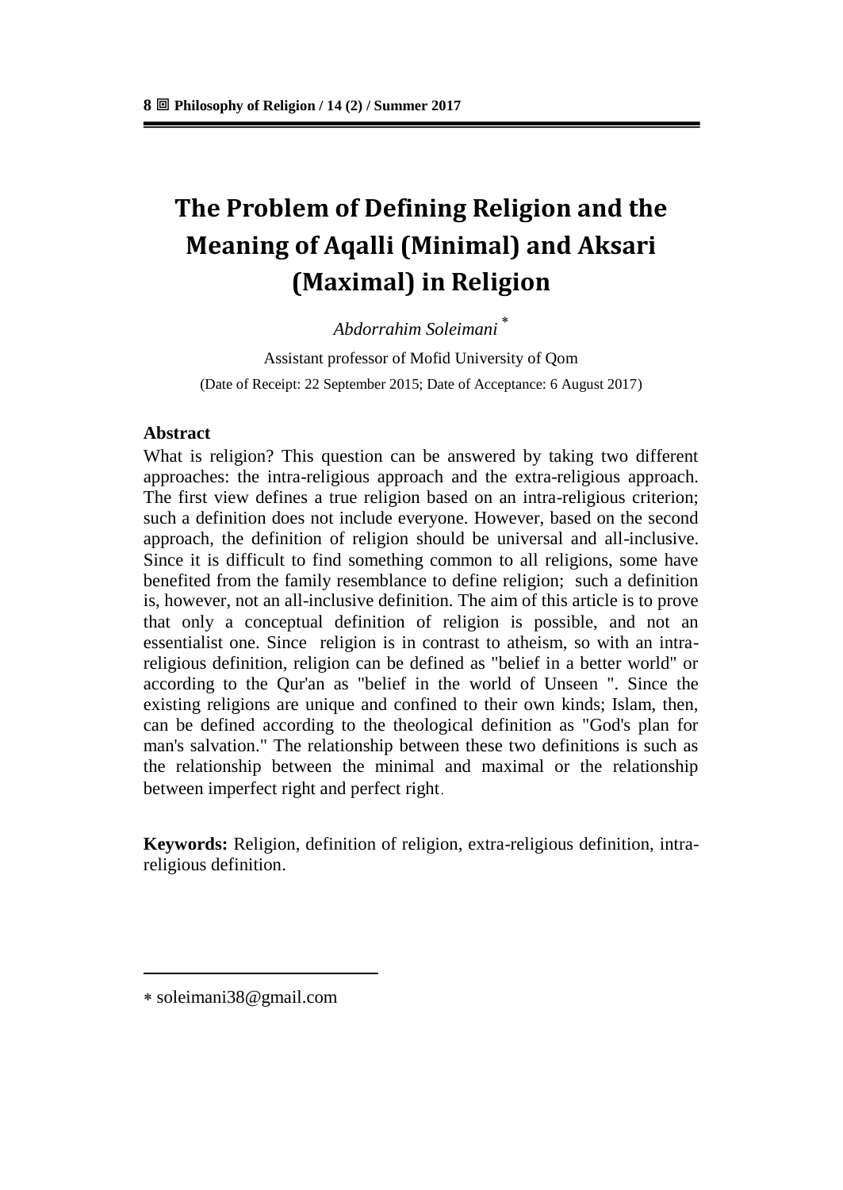# The Problem of Defining Religion and the Meaning of Aqalli (Minimal) and Aksari (Maximal) in Religion

*Abdorrahim Soleimani* *

Assistant professor of Mofid University of Qom

(Date of Receipt: 22 September 2015; Date of Acceptance: 6 August 2017)

### Abstract

What is religion? This question can be answered by taking two different approaches: the intra-religious approach and the extra-religious approach. The first view defines a true religion based on an intra-religious criterion; such a definition does not include everyone. However, based on the second approach, the definition of religion should be universal and all-inclusive. Since it is difficult to find something common to all religions, some have benefited from the family resemblance to define religion; such a definition is, however, not an all-inclusive definition. The aim of this article is to prove that only a conceptual definition of religion is possible, and not an essentialist one. Since religion is in contrast to atheism, so with an intra-religious definition, religion can be defined as "belief in a better world" or according to the Qur'an as "belief in the world of Unseen ". Since the existing religions are unique and confined to their own kinds; Islam, then, can be defined according to the theological definition as "God's plan for man's salvation." The relationship between these two definitions is such as the relationship between the minimal and maximal or the relationship between imperfect right and perfect right.

**Keywords:** Religion, definition of religion, extra-religious definition, intra-religious definition.

---

* soleimani38@gmail.com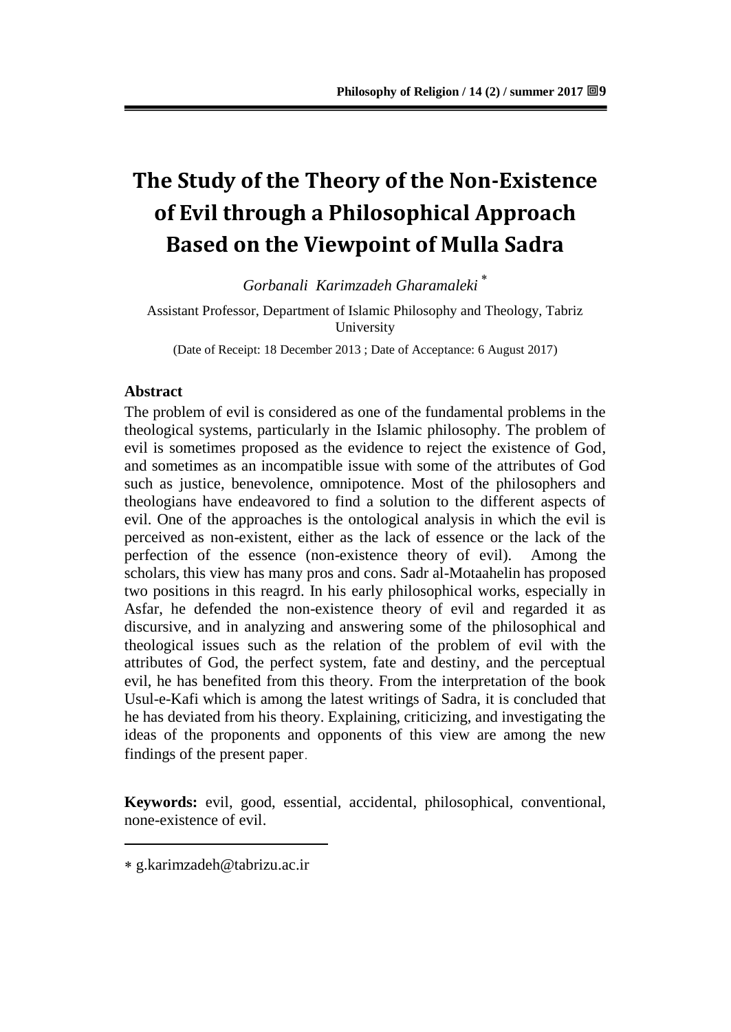# The Study of the Theory of the Non-Existence of Evil through a Philosophical Approach Based on the Viewpoint of Mulla Sadra

*Gorbanali Karimzadeh Gharamaleki* [*]

Assistant Professor, Department of Islamic Philosophy and Theology, Tabriz University

(Date of Receipt: 18 December 2013 ; Date of Acceptance: 6 August 2017)

### Abstract

The problem of evil is considered as one of the fundamental problems in the theological systems, particularly in the Islamic philosophy. The problem of evil is sometimes proposed as the evidence to reject the existence of God, and sometimes as an incompatible issue with some of the attributes of God such as justice, benevolence, omnipotence. Most of the philosophers and theologians have endeavored to find a solution to the different aspects of evil. One of the approaches is the ontological analysis in which the evil is perceived as non-existent, either as the lack of essence or the lack of the perfection of the essence (non-existence theory of evil). Among the scholars, this view has many pros and cons. Sadr al-Motaahelin has proposed two positions in this reagrd. In his early philosophical works, especially in Asfar, he defended the non-existence theory of evil and regarded it as discursive, and in analyzing and answering some of the philosophical and theological issues such as the relation of the problem of evil with the attributes of God, the perfect system, fate and destiny, and the perceptual evil, he has benefited from this theory. From the interpretation of the book Usul-e-Kafi which is among the latest writings of Sadra, it is concluded that he has deviated from his theory. Explaining, criticizing, and investigating the ideas of the proponents and opponents of this view are among the new findings of the present paper.

**Keywords:** evil, good, essential, accidental, philosophical, conventional, none-existence of evil.

---

[*] g.karimzadeh@tabrizu.ac.ir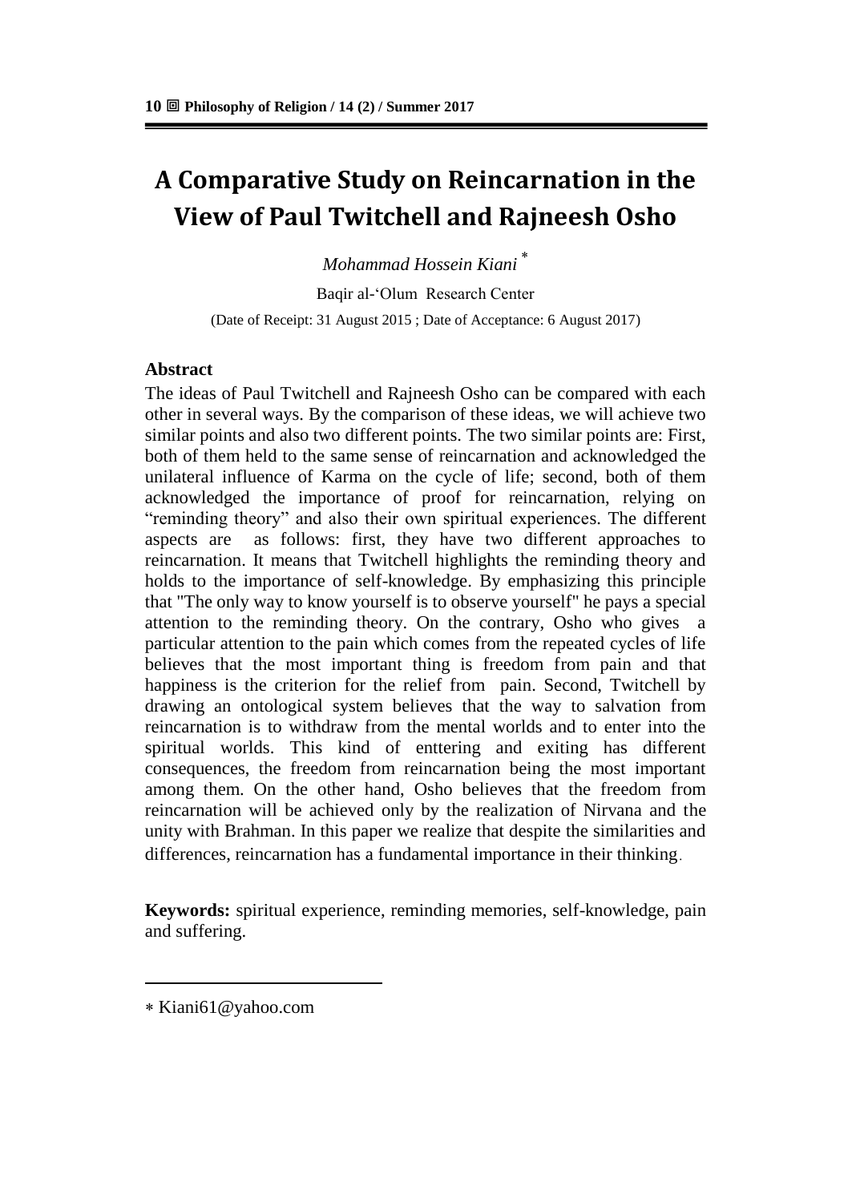# A Comparative Study on Reincarnation in the View of Paul Twitchell and Rajneesh Osho

*Mohammad Hossein Kiani* *

Baqir al-'Olum Research Center

(Date of Receipt: 31 August 2015 ; Date of Acceptance: 6 August 2017)

### Abstract

The ideas of Paul Twitchell and Rajneesh Osho can be compared with each other in several ways. By the comparison of these ideas, we will achieve two similar points and also two different points. The two similar points are: First, both of them held to the same sense of reincarnation and acknowledged the unilateral influence of Karma on the cycle of life; second, both of them acknowledged the importance of proof for reincarnation, relying on "reminding theory" and also their own spiritual experiences. The different aspects are as follows: first, they have two different approaches to reincarnation. It means that Twitchell highlights the reminding theory and holds to the importance of self-knowledge. By emphasizing this principle that "The only way to know yourself is to observe yourself" he pays a special attention to the reminding theory. On the contrary, Osho who gives a particular attention to the pain which comes from the repeated cycles of life believes that the most important thing is freedom from pain and that happiness is the criterion for the relief from pain. Second, Twitchell by drawing an ontological system believes that the way to salvation from reincarnation is to withdraw from the mental worlds and to enter into the spiritual worlds. This kind of enttering and exiting has different consequences, the freedom from reincarnation being the most important among them. On the other hand, Osho believes that the freedom from reincarnation will be achieved only by the realization of Nirvana and the unity with Brahman. In this paper we realize that despite the similarities and differences, reincarnation has a fundamental importance in their thinking.

**Keywords:** spiritual experience, reminding memories, self-knowledge, pain and suffering.

---

* Kiani61@yahoo.com